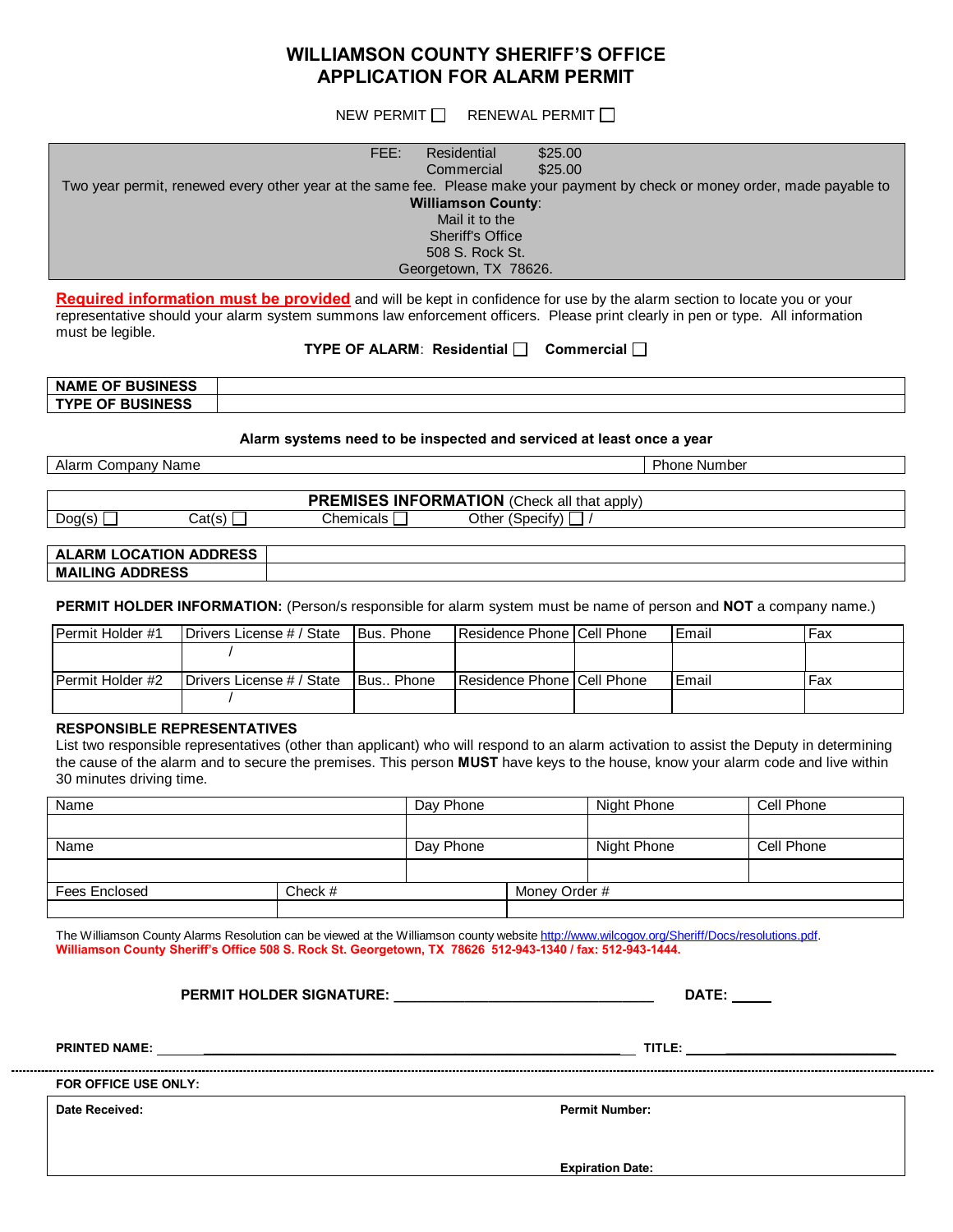# WILLIAMSON COUNTY SHERIFF'S OFFICE
# APPLICATION FOR ALARM PERMIT

NEW PERMIT ☐ RENEWAL PERMIT ☐

FEE: Residential $25.00
Commercial $25.00

Two year permit, renewed every other year at the same fee. Please make your payment by check or money order, made payable to **Williamson County**:
Mail it to the
Sheriff's Office
508 S. Rock St.
Georgetown, TX 78626.

**Required information must be provided** and will be kept in confidence for use by the alarm section to locate you or your representative should your alarm system summons law enforcement officers. Please print clearly in pen or type. All information must be legible.

**TYPE OF ALARM**: **Residential** ☐ **Commercial** ☐

| **NAME OF BUSINESS** | |
|---|---|
| **TYPE OF BUSINESS** | |

**Alarm systems need to be inspected and serviced at least once a year**

| Alarm Company Name | Phone Number |
|---|---|

| **PREMISES INFORMATION** (Check all that apply) | | | |
|---|---|---|---|
| Dog(s) ☐ | Cat(s) ☐ | Chemicals ☐ | Other (Specify) ☐ / |

| **ALARM LOCATION ADDRESS** | |
|---|---|
| **MAILING ADDRESS** | |

**PERMIT HOLDER INFORMATION:** (Person/s responsible for alarm system must be name of person and **NOT** a company name.)

| Permit Holder #1 | Drivers License # / State | Bus. Phone | Residence Phone | Cell Phone | Email | Fax |
|---|---|---|---|---|---|---|
| | / | | | | | |
| Permit Holder #2 | Drivers License # / State | Bus.. Phone | Residence Phone | Cell Phone | Email | Fax |
| | / | | | | | |

**RESPONSIBLE REPRESENTATIVES**

List two responsible representatives (other than applicant) who will respond to an alarm activation to assist the Deputy in determining the cause of the alarm and to secure the premises. This person **MUST** have keys to the house, know your alarm code and live within 30 minutes driving time.

| Name | Day Phone | Night Phone | Cell Phone |
|---|---|---|---|
| | | | |
| Name | Day Phone | Night Phone | Cell Phone |
| | | | |

| Fees Enclosed | Check # | Money Order # |
|---|---|---|
| | | |

The Williamson County Alarms Resolution can be viewed at the Williamson county website http://www.wilcogov.org/Sheriff/Docs/resolutions.pdf.
**Williamson County Sheriff's Office 508 S. Rock St. Georgetown, TX 78626 512-943-1340 / fax: 512-943-1444.**

**PERMIT HOLDER SIGNATURE:** ________________________________ **DATE:** _____

**PRINTED NAME:** ____________________________________________ **TITLE:** ______________________

---

**FOR OFFICE USE ONLY:**

| **Date Received:** | **Permit Number:** |
|---|---|
| | **Expiration Date:** |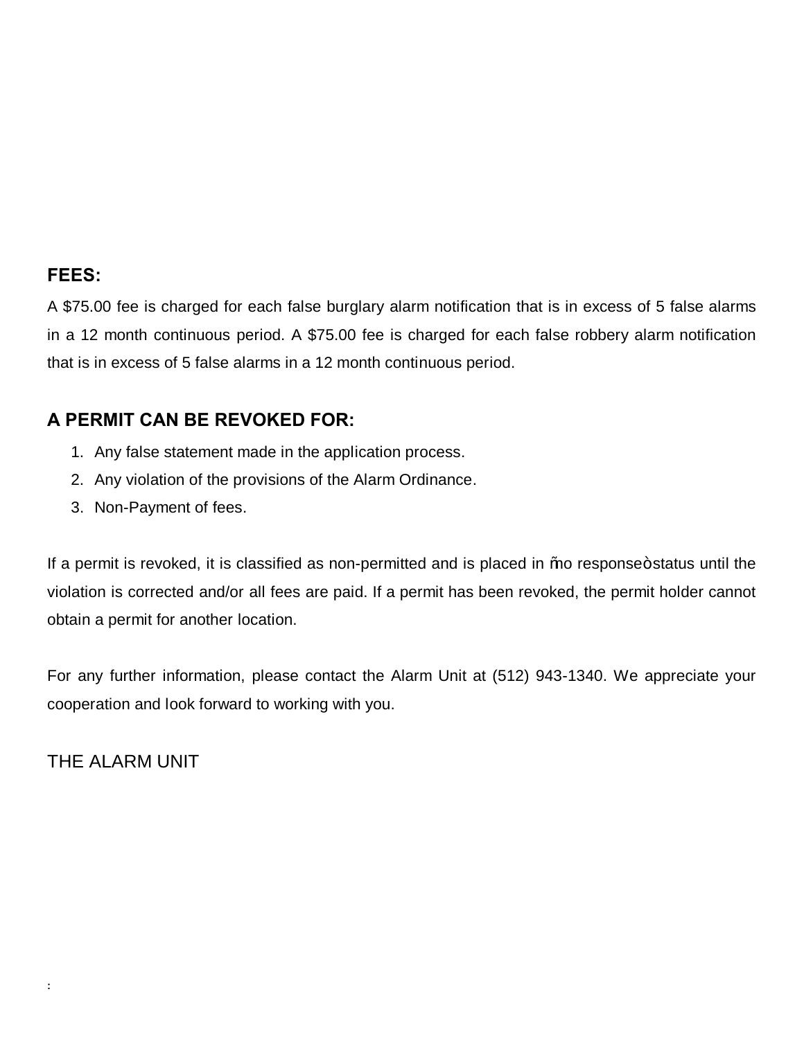## FEES:

A $75.00 fee is charged for each false burglary alarm notification that is in excess of 5 false alarms in a 12 month continuous period. A $75.00 fee is charged for each false robbery alarm notification that is in excess of 5 false alarms in a 12 month continuous period.

## A PERMIT CAN BE REVOKED FOR:

1. Any false statement made in the application process.
2. Any violation of the provisions of the Alarm Ordinance.
3. Non-Payment of fees.

If a permit is revoked, it is classified as non-permitted and is placed in "no response" status until the violation is corrected and/or all fees are paid. If a permit has been revoked, the permit holder cannot obtain a permit for another location.

For any further information, please contact the Alarm Unit at (512) 943-1340. We appreciate your cooperation and look forward to working with you.

THE ALARM UNIT